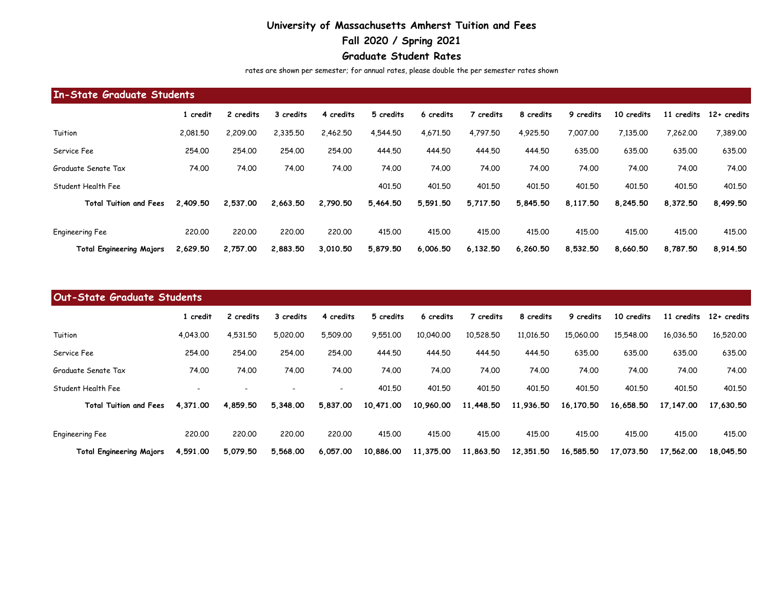# University of Massachusetts Amherst Tuition and Fees

## Fall 2020 / Spring 2021

## Graduate Student Rates

rates are shown per semester; for annual rates, please double the per semester rates shown

### In-State Graduate Students

| | 1 credit | 2 credits | 3 credits | 4 credits | 5 credits | 6 credits | 7 credits | 8 credits | 9 credits | 10 credits | 11 credits | 12+ credits |
|---|---|---|---|---|---|---|---|---|---|---|---|---|
| Tuition | 2,081.50 | 2,209.00 | 2,335.50 | 2,462.50 | 4,544.50 | 4,671.50 | 4,797.50 | 4,925.50 | 7,007.00 | 7,135.00 | 7,262.00 | 7,389.00 |
| Service Fee | 254.00 | 254.00 | 254.00 | 254.00 | 444.50 | 444.50 | 444.50 | 444.50 | 635.00 | 635.00 | 635.00 | 635.00 |
| Graduate Senate Tax | 74.00 | 74.00 | 74.00 | 74.00 | 74.00 | 74.00 | 74.00 | 74.00 | 74.00 | 74.00 | 74.00 | 74.00 |
| Student Health Fee | | | | | 401.50 | 401.50 | 401.50 | 401.50 | 401.50 | 401.50 | 401.50 | 401.50 |
| **Total Tuition and Fees** | **2,409.50** | **2,537.00** | **2,663.50** | **2,790.50** | **5,464.50** | **5,591.50** | **5,717.50** | **5,845.50** | **8,117.50** | **8,245.50** | **8,372.50** | **8,499.50** |
| Engineering Fee | 220.00 | 220.00 | 220.00 | 220.00 | 415.00 | 415.00 | 415.00 | 415.00 | 415.00 | 415.00 | 415.00 | 415.00 |
| **Total Engineering Majors** | **2,629.50** | **2,757.00** | **2,883.50** | **3,010.50** | **5,879.50** | **6,006.50** | **6,132.50** | **6,260.50** | **8,532.50** | **8,660.50** | **8,787.50** | **8,914.50** |

### Out-State Graduate Students

| | 1 credit | 2 credits | 3 credits | 4 credits | 5 credits | 6 credits | 7 credits | 8 credits | 9 credits | 10 credits | 11 credits | 12+ credits |
|---|---|---|---|---|---|---|---|---|---|---|---|---|
| Tuition | 4,043.00 | 4,531.50 | 5,020.00 | 5,509.00 | 9,551.00 | 10,040.00 | 10,528.50 | 11,016.50 | 15,060.00 | 15,548.00 | 16,036.50 | 16,520.00 |
| Service Fee | 254.00 | 254.00 | 254.00 | 254.00 | 444.50 | 444.50 | 444.50 | 444.50 | 635.00 | 635.00 | 635.00 | 635.00 |
| Graduate Senate Tax | 74.00 | 74.00 | 74.00 | 74.00 | 74.00 | 74.00 | 74.00 | 74.00 | 74.00 | 74.00 | 74.00 | 74.00 |
| Student Health Fee | - | - | - | - | 401.50 | 401.50 | 401.50 | 401.50 | 401.50 | 401.50 | 401.50 | 401.50 |
| **Total Tuition and Fees** | **4,371.00** | **4,859.50** | **5,348.00** | **5,837.00** | **10,471.00** | **10,960.00** | **11,448.50** | **11,936.50** | **16,170.50** | **16,658.50** | **17,147.00** | **17,630.50** |
| Engineering Fee | 220.00 | 220.00 | 220.00 | 220.00 | 415.00 | 415.00 | 415.00 | 415.00 | 415.00 | 415.00 | 415.00 | 415.00 |
| **Total Engineering Majors** | **4,591.00** | **5,079.50** | **5,568.00** | **6,057.00** | **10,886.00** | **11,375.00** | **11,863.50** | **12,351.50** | **16,585.50** | **17,073.50** | **17,562.00** | **18,045.50** |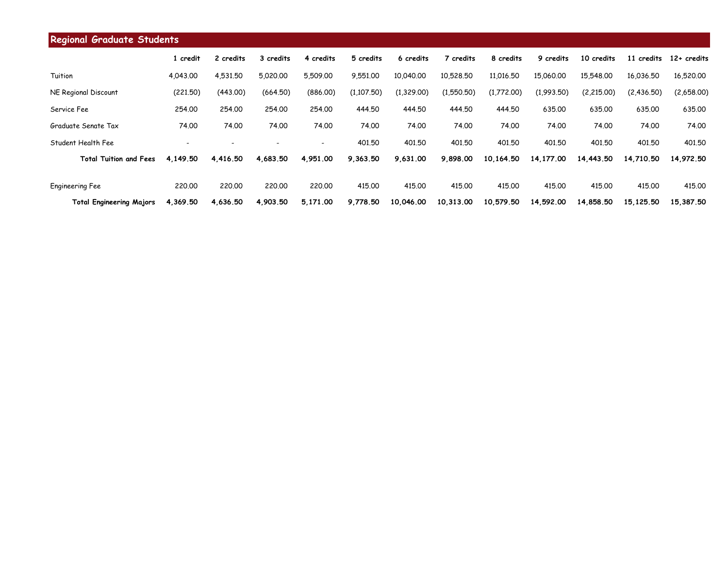## Regional Graduate Students

| | 1 credit | 2 credits | 3 credits | 4 credits | 5 credits | 6 credits | 7 credits | 8 credits | 9 credits | 10 credits | 11 credits | 12+ credits |
|---|---|---|---|---|---|---|---|---|---|---|---|---|
| Tuition | 4,043.00 | 4,531.50 | 5,020.00 | 5,509.00 | 9,551.00 | 10,040.00 | 10,528.50 | 11,016.50 | 15,060.00 | 15,548.00 | 16,036.50 | 16,520.00 |
| NE Regional Discount | (221.50) | (443.00) | (664.50) | (886.00) | (1,107.50) | (1,329.00) | (1,550.50) | (1,772.00) | (1,993.50) | (2,215.00) | (2,436.50) | (2,658.00) |
| Service Fee | 254.00 | 254.00 | 254.00 | 254.00 | 444.50 | 444.50 | 444.50 | 444.50 | 635.00 | 635.00 | 635.00 | 635.00 |
| Graduate Senate Tax | 74.00 | 74.00 | 74.00 | 74.00 | 74.00 | 74.00 | 74.00 | 74.00 | 74.00 | 74.00 | 74.00 | 74.00 |
| Student Health Fee | - | - | - | - | 401.50 | 401.50 | 401.50 | 401.50 | 401.50 | 401.50 | 401.50 | 401.50 |
| **Total Tuition and Fees** | **4,149.50** | **4,416.50** | **4,683.50** | **4,951.00** | **9,363.50** | **9,631.00** | **9,898.00** | **10,164.50** | **14,177.00** | **14,443.50** | **14,710.50** | **14,972.50** |
| Engineering Fee | 220.00 | 220.00 | 220.00 | 220.00 | 415.00 | 415.00 | 415.00 | 415.00 | 415.00 | 415.00 | 415.00 | 415.00 |
| **Total Engineering Majors** | **4,369.50** | **4,636.50** | **4,903.50** | **5,171.00** | **9,778.50** | **10,046.00** | **10,313.00** | **10,579.50** | **14,592.00** | **14,858.50** | **15,125.50** | **15,387.50** |